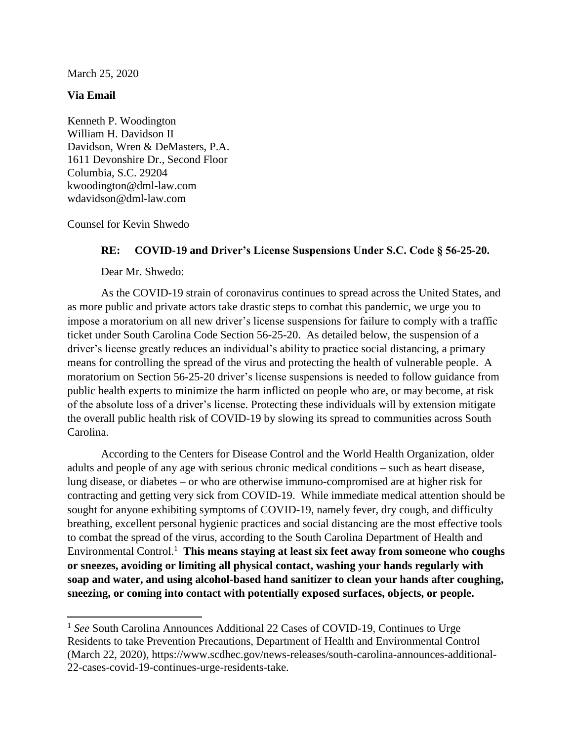March 25, 2020

**Via Email**

Kenneth P. Woodington
William H. Davidson II
Davidson, Wren & DeMasters, P.A.
1611 Devonshire Dr., Second Floor
Columbia, S.C. 29204
kwoodington@dml-law.com
wdavidson@dml-law.com

Counsel for Kevin Shwedo

**RE: COVID-19 and Driver's License Suspensions Under S.C. Code § 56-25-20.**

Dear Mr. Shwedo:

As the COVID-19 strain of coronavirus continues to spread across the United States, and as more public and private actors take drastic steps to combat this pandemic, we urge you to impose a moratorium on all new driver's license suspensions for failure to comply with a traffic ticket under South Carolina Code Section 56-25-20. As detailed below, the suspension of a driver's license greatly reduces an individual's ability to practice social distancing, a primary means for controlling the spread of the virus and protecting the health of vulnerable people. A moratorium on Section 56-25-20 driver's license suspensions is needed to follow guidance from public health experts to minimize the harm inflicted on people who are, or may become, at risk of the absolute loss of a driver's license. Protecting these individuals will by extension mitigate the overall public health risk of COVID-19 by slowing its spread to communities across South Carolina.

According to the Centers for Disease Control and the World Health Organization, older adults and people of any age with serious chronic medical conditions – such as heart disease, lung disease, or diabetes – or who are otherwise immuno-compromised are at higher risk for contracting and getting very sick from COVID-19. While immediate medical attention should be sought for anyone exhibiting symptoms of COVID-19, namely fever, dry cough, and difficulty breathing, excellent personal hygienic practices and social distancing are the most effective tools to combat the spread of the virus, according to the South Carolina Department of Health and Environmental Control.[1] **This means staying at least six feet away from someone who coughs or sneezes, avoiding or limiting all physical contact, washing your hands regularly with soap and water, and using alcohol-based hand sanitizer to clean your hands after coughing, sneezing, or coming into contact with potentially exposed surfaces, objects, or people.**

---

[1] *See* South Carolina Announces Additional 22 Cases of COVID-19, Continues to Urge Residents to take Prevention Precautions, Department of Health and Environmental Control (March 22, 2020), https://www.scdhec.gov/news-releases/south-carolina-announces-additional-22-cases-covid-19-continues-urge-residents-take.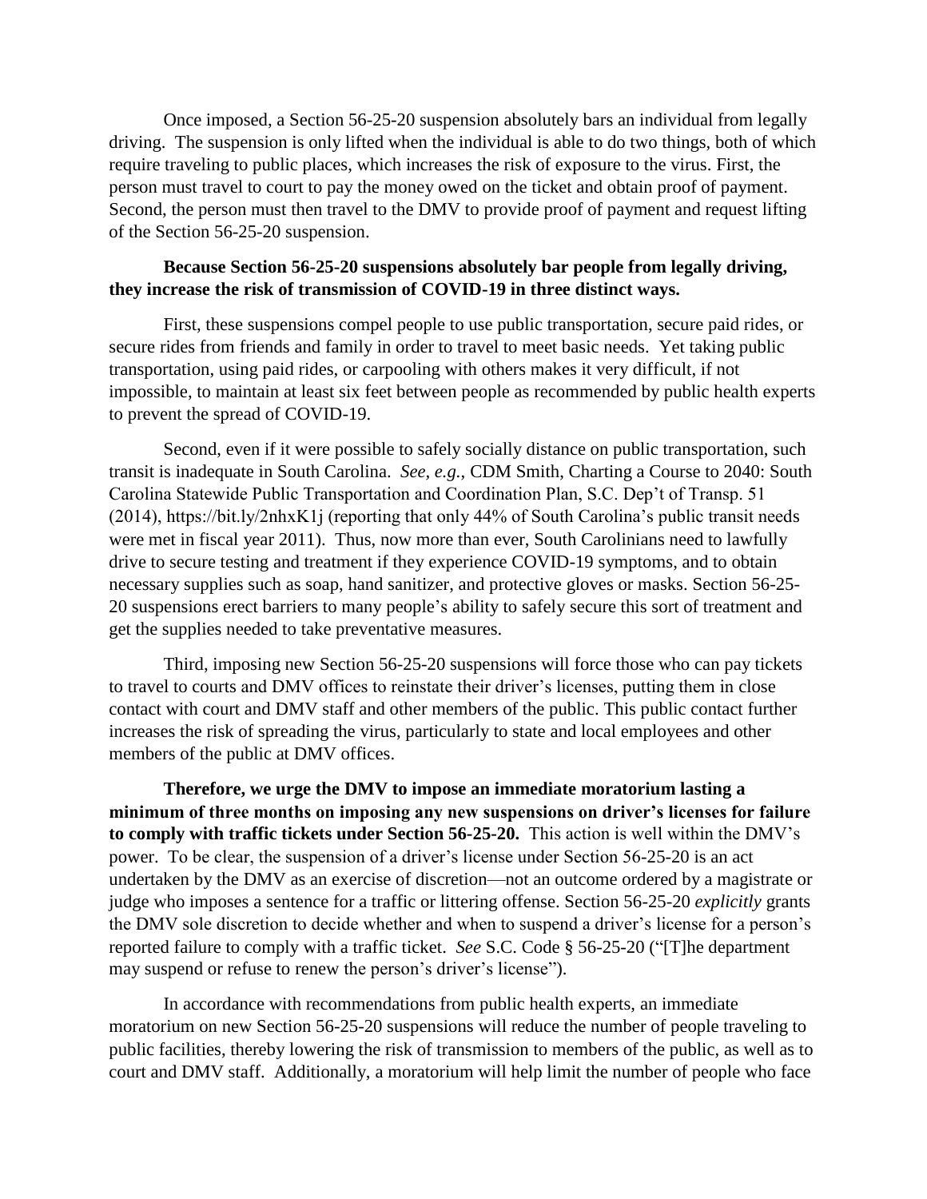Once imposed, a Section 56-25-20 suspension absolutely bars an individual from legally driving. The suspension is only lifted when the individual is able to do two things, both of which require traveling to public places, which increases the risk of exposure to the virus. First, the person must travel to court to pay the money owed on the ticket and obtain proof of payment. Second, the person must then travel to the DMV to provide proof of payment and request lifting of the Section 56-25-20 suspension.

**Because Section 56-25-20 suspensions absolutely bar people from legally driving, they increase the risk of transmission of COVID-19 in three distinct ways.**

First, these suspensions compel people to use public transportation, secure paid rides, or secure rides from friends and family in order to travel to meet basic needs. Yet taking public transportation, using paid rides, or carpooling with others makes it very difficult, if not impossible, to maintain at least six feet between people as recommended by public health experts to prevent the spread of COVID-19.

Second, even if it were possible to safely socially distance on public transportation, such transit is inadequate in South Carolina. *See, e.g.*, CDM Smith, Charting a Course to 2040: South Carolina Statewide Public Transportation and Coordination Plan, S.C. Dep't of Transp. 51 (2014), https://bit.ly/2nhxK1j (reporting that only 44% of South Carolina's public transit needs were met in fiscal year 2011). Thus, now more than ever, South Carolinians need to lawfully drive to secure testing and treatment if they experience COVID-19 symptoms, and to obtain necessary supplies such as soap, hand sanitizer, and protective gloves or masks. Section 56-25-20 suspensions erect barriers to many people's ability to safely secure this sort of treatment and get the supplies needed to take preventative measures.

Third, imposing new Section 56-25-20 suspensions will force those who can pay tickets to travel to courts and DMV offices to reinstate their driver's licenses, putting them in close contact with court and DMV staff and other members of the public. This public contact further increases the risk of spreading the virus, particularly to state and local employees and other members of the public at DMV offices.

**Therefore, we urge the DMV to impose an immediate moratorium lasting a minimum of three months on imposing any new suspensions on driver's licenses for failure to comply with traffic tickets under Section 56-25-20.** This action is well within the DMV's power. To be clear, the suspension of a driver's license under Section 56-25-20 is an act undertaken by the DMV as an exercise of discretion—not an outcome ordered by a magistrate or judge who imposes a sentence for a traffic or littering offense. Section 56-25-20 *explicitly* grants the DMV sole discretion to decide whether and when to suspend a driver's license for a person's reported failure to comply with a traffic ticket. *See* S.C. Code § 56-25-20 ("[T]he department may suspend or refuse to renew the person's driver's license").

In accordance with recommendations from public health experts, an immediate moratorium on new Section 56-25-20 suspensions will reduce the number of people traveling to public facilities, thereby lowering the risk of transmission to members of the public, as well as to court and DMV staff. Additionally, a moratorium will help limit the number of people who face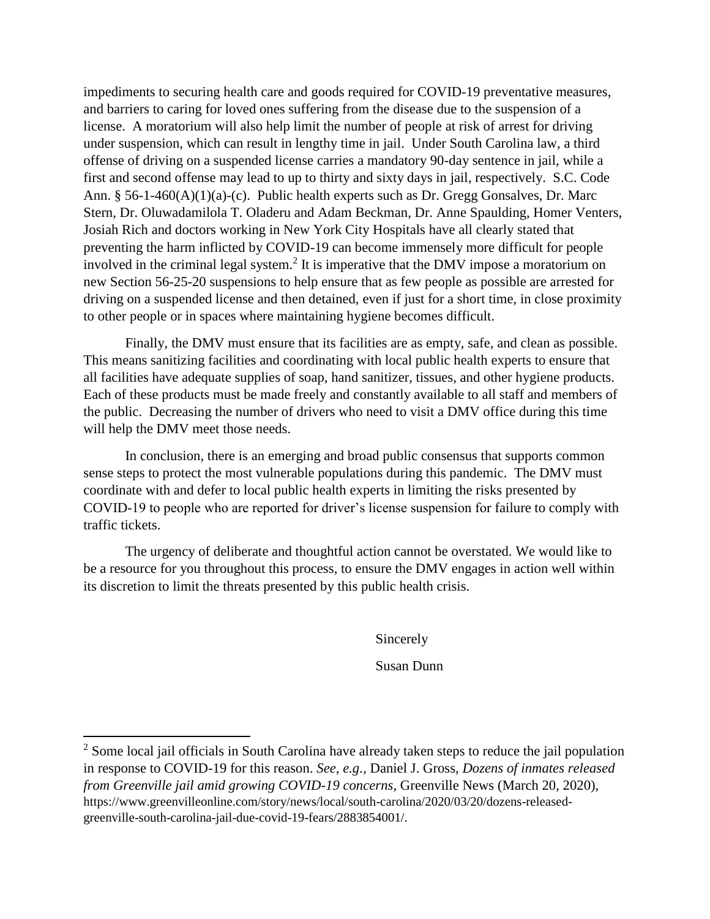impediments to securing health care and goods required for COVID-19 preventative measures, and barriers to caring for loved ones suffering from the disease due to the suspension of a license. A moratorium will also help limit the number of people at risk of arrest for driving under suspension, which can result in lengthy time in jail. Under South Carolina law, a third offense of driving on a suspended license carries a mandatory 90-day sentence in jail, while a first and second offense may lead to up to thirty and sixty days in jail, respectively. S.C. Code Ann. § 56-1-460(A)(1)(a)-(c). Public health experts such as Dr. Gregg Gonsalves, Dr. Marc Stern, Dr. Oluwadamilola T. Oladeru and Adam Beckman, Dr. Anne Spaulding, Homer Venters, Josiah Rich and doctors working in New York City Hospitals have all clearly stated that preventing the harm inflicted by COVID-19 can become immensely more difficult for people involved in the criminal legal system.[2] It is imperative that the DMV impose a moratorium on new Section 56-25-20 suspensions to help ensure that as few people as possible are arrested for driving on a suspended license and then detained, even if just for a short time, in close proximity to other people or in spaces where maintaining hygiene becomes difficult.

Finally, the DMV must ensure that its facilities are as empty, safe, and clean as possible. This means sanitizing facilities and coordinating with local public health experts to ensure that all facilities have adequate supplies of soap, hand sanitizer, tissues, and other hygiene products. Each of these products must be made freely and constantly available to all staff and members of the public. Decreasing the number of drivers who need to visit a DMV office during this time will help the DMV meet those needs.

In conclusion, there is an emerging and broad public consensus that supports common sense steps to protect the most vulnerable populations during this pandemic. The DMV must coordinate with and defer to local public health experts in limiting the risks presented by COVID-19 to people who are reported for driver's license suspension for failure to comply with traffic tickets.

The urgency of deliberate and thoughtful action cannot be overstated. We would like to be a resource for you throughout this process, to ensure the DMV engages in action well within its discretion to limit the threats presented by this public health crisis.

Sincerely

Susan Dunn

---

[2] Some local jail officials in South Carolina have already taken steps to reduce the jail population in response to COVID-19 for this reason. *See, e.g.*, Daniel J. Gross, *Dozens of inmates released from Greenville jail amid growing COVID-19 concerns*, Greenville News (March 20, 2020), https://www.greenvilleonline.com/story/news/local/south-carolina/2020/03/20/dozens-released-greenville-south-carolina-jail-due-covid-19-fears/2883854001/.